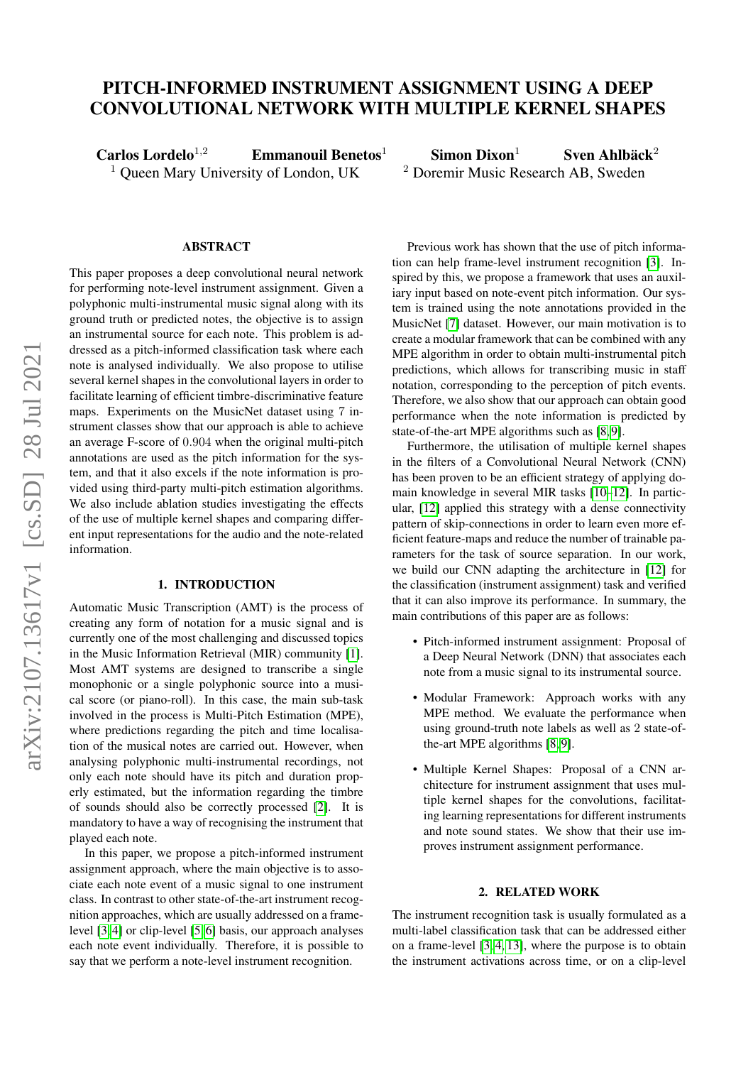# PITCH-INFORMED INSTRUMENT ASSIGNMENT USING A DEEP CONVOLUTIONAL NETWORK WITH MULTIPLE KERNEL SHAPES

**Carlos Lordelo**[1,2] **Emmanouil Benetos**[1] **Simon Dixon**[1] **Sven Ahlbäck**[2]

[1] Queen Mary University of London, UK [2] Doremir Music Research AB, Sweden

## ABSTRACT

This paper proposes a deep convolutional neural network for performing note-level instrument assignment. Given a polyphonic multi-instrumental music signal along with its ground truth or predicted notes, the objective is to assign an instrumental source for each note. This problem is addressed as a pitch-informed classification task where each note is analysed individually. We also propose to utilise several kernel shapes in the convolutional layers in order to facilitate learning of efficient timbre-discriminative feature maps. Experiments on the MusicNet dataset using 7 instrument classes show that our approach is able to achieve an average F-score of 0.904 when the original multi-pitch annotations are used as the pitch information for the system, and that it also excels if the note information is provided using third-party multi-pitch estimation algorithms. We also include ablation studies investigating the effects of the use of multiple kernel shapes and comparing different input representations for the audio and the note-related information.

## 1. INTRODUCTION

Automatic Music Transcription (AMT) is the process of creating any form of notation for a music signal and is currently one of the most challenging and discussed topics in the Music Information Retrieval (MIR) community [1]. Most AMT systems are designed to transcribe a single monophonic or a single polyphonic source into a musical score (or piano-roll). In this case, the main sub-task involved in the process is Multi-Pitch Estimation (MPE), where predictions regarding the pitch and time localisation of the musical notes are carried out. However, when analysing polyphonic multi-instrumental recordings, not only each note should have its pitch and duration properly estimated, but the information regarding the timbre of sounds should also be correctly processed [2]. It is mandatory to have a way of recognising the instrument that played each note.

In this paper, we propose a pitch-informed instrument assignment approach, where the main objective is to associate each note event of a music signal to one instrument class. In contrast to other state-of-the-art instrument recognition approaches, which are usually addressed on a frame-level [3, 4] or clip-level [5, 6] basis, our approach analyses each note event individually. Therefore, it is possible to say that we perform a note-level instrument recognition.

Previous work has shown that the use of pitch information can help frame-level instrument recognition [3]. Inspired by this, we propose a framework that uses an auxiliary input based on note-event pitch information. Our system is trained using the note annotations provided in the MusicNet [7] dataset. However, our main motivation is to create a modular framework that can be combined with any MPE algorithm in order to obtain multi-instrumental pitch predictions, which allows for transcribing music in staff notation, corresponding to the perception of pitch events. Therefore, we also show that our approach can obtain good performance when the note information is predicted by state-of-the-art MPE algorithms such as [8, 9].

Furthermore, the utilisation of multiple kernel shapes in the filters of a Convolutional Neural Network (CNN) has been proven to be an efficient strategy of applying domain knowledge in several MIR tasks [10–12]. In particular, [12] applied this strategy with a dense connectivity pattern of skip-connections in order to learn even more efficient feature-maps and reduce the number of trainable parameters for the task of source separation. In our work, we build our CNN adapting the architecture in [12] for the classification (instrument assignment) task and verified that it can also improve its performance. In summary, the main contributions of this paper are as follows:

- Pitch-informed instrument assignment: Proposal of a Deep Neural Network (DNN) that associates each note from a music signal to its instrumental source.
- Modular Framework: Approach works with any MPE method. We evaluate the performance when using ground-truth note labels as well as 2 state-of-the-art MPE algorithms [8, 9].
- Multiple Kernel Shapes: Proposal of a CNN architecture for instrument assignment that uses multiple kernel shapes for the convolutions, facilitating learning representations for different instruments and note sound states. We show that their use improves instrument assignment performance.

## 2. RELATED WORK

The instrument recognition task is usually formulated as a multi-label classification task that can be addressed either on a frame-level [3, 4, 13], where the purpose is to obtain the instrument activations across time, or on a clip-level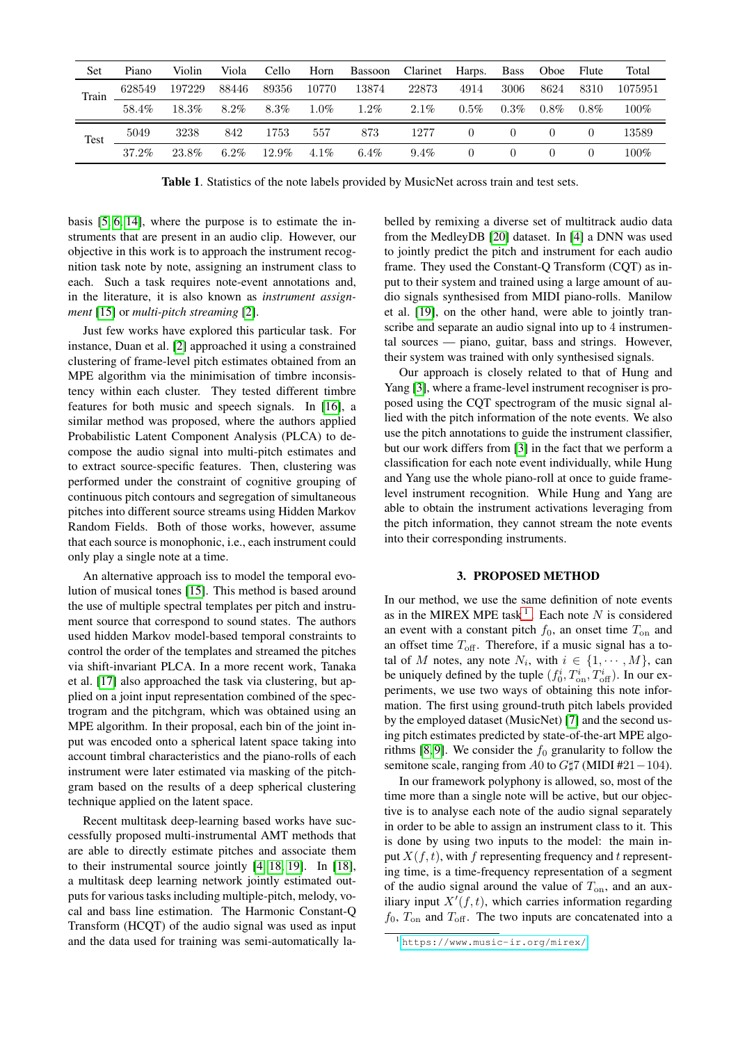| Set | | Piano | Violin | Viola | Cello | Horn | Bassoon | Clarinet | Harps. | Bass | Oboe | Flute | Total |
|---|---|---|---|---|---|---|---|---|---|---|---|---|---|
| Train | | 628549 | 197229 | 88446 | 89356 | 10770 | 13874 | 22873 | 4914 | 3006 | 8624 | 8310 | 1075951 |
| | | 58.4% | 18.3% | 8.2% | 8.3% | 1.0% | 1.2% | 2.1% | 0.5% | 0.3% | 0.8% | 0.8% | 100% |
| Test | | 5049 | 3238 | 842 | 1753 | 557 | 873 | 1277 | 0 | 0 | 0 | 0 | 13589 |
| | | 37.2% | 23.8% | 6.2% | 12.9% | 4.1% | 6.4% | 9.4% | 0 | 0 | 0 | 0 | 100% |

**Table 1**. Statistics of the note labels provided by MusicNet across train and test sets.

basis [5, 6, 14], where the purpose is to estimate the instruments that are present in an audio clip. However, our objective in this work is to approach the instrument recognition task note by note, assigning an instrument class to each. Such a task requires note-event annotations and, in the literature, it is also known as *instrument assignment* [15] or *multi-pitch streaming* [2].

Just few works have explored this particular task. For instance, Duan et al. [2] approached it using a constrained clustering of frame-level pitch estimates obtained from an MPE algorithm via the minimisation of timbre inconsistency within each cluster. They tested different timbre features for both music and speech signals. In [16], a similar method was proposed, where the authors applied Probabilistic Latent Component Analysis (PLCA) to decompose the audio signal into multi-pitch estimates and to extract source-specific features. Then, clustering was performed under the constraint of cognitive grouping of continuous pitch contours and segregation of simultaneous pitches into different source streams using Hidden Markov Random Fields. Both of those works, however, assume that each source is monophonic, i.e., each instrument could only play a single note at a time.

An alternative approach iss to model the temporal evolution of musical tones [15]. This method is based around the use of multiple spectral templates per pitch and instrument source that correspond to sound states. The authors used hidden Markov model-based temporal constraints to control the order of the templates and streamed the pitches via shift-invariant PLCA. In a more recent work, Tanaka et al. [17] also approached the task via clustering, but applied on a joint input representation combined of the spectrogram and the pitchgram, which was obtained using an MPE algorithm. In their proposal, each bin of the joint input was encoded onto a spherical latent space taking into account timbral characteristics and the piano-rolls of each instrument were later estimated via masking of the pitchgram based on the results of a deep spherical clustering technique applied on the latent space.

Recent multitask deep-learning based works have successfully proposed multi-instrumental AMT methods that are able to directly estimate pitches and associate them to their instrumental source jointly [4, 18, 19]. In [18], a multitask deep learning network jointly estimated outputs for various tasks including multiple-pitch, melody, vocal and bass line estimation. The Harmonic Constant-Q Transform (HCQT) of the audio signal was used as input and the data used for training was semi-automatically labelled by remixing a diverse set of multitrack audio data from the MedleyDB [20] dataset. In [4] a DNN was used to jointly predict the pitch and instrument for each audio frame. They used the Constant-Q Transform (CQT) as input to their system and trained using a large amount of audio signals synthesised from MIDI piano-rolls. Manilow et al. [19], on the other hand, were able to jointly transcribe and separate an audio signal into up to 4 instrumental sources — piano, guitar, bass and strings. However, their system was trained with only synthesised signals.

Our approach is closely related to that of Hung and Yang [3], where a frame-level instrument recogniser is proposed using the CQT spectrogram of the music signal allied with the pitch information of the note events. We also use the pitch annotations to guide the instrument classifier, but our work differs from [3] in the fact that we perform a classification for each note event individually, while Hung and Yang use the whole piano-roll at once to guide frame-level instrument recognition. While Hung and Yang are able to obtain the instrument activations leveraging from the pitch information, they cannot stream the note events into their corresponding instruments.

## 3. PROPOSED METHOD

In our method, we use the same definition of note events as in the MIREX MPE task[1]. Each note $N$ is considered an event with a constant pitch $f_0$, an onset time $T_{\text{on}}$ and an offset time $T_{\text{off}}$. Therefore, if a music signal has a total of $M$ notes, any note $N_i$, with $i \in \{1, \cdots, M\}$, can be uniquely defined by the tuple $(f_0^i, T_{\text{on}}^i, T_{\text{off}}^i)$. In our experiments, we use two ways of obtaining this note information. The first using ground-truth pitch labels provided by the employed dataset (MusicNet) [7] and the second using pitch estimates predicted by state-of-the-art MPE algorithms [8, 9]. We consider the $f_0$ granularity to follow the semitone scale, ranging from $A0$ to $G\sharp 7$ (MIDI #21 − 104).

In our framework polyphony is allowed, so, most of the time more than a single note will be active, but our objective is to analyse each note of the audio signal separately in order to be able to assign an instrument class to it. This is done by using two inputs to the model: the main input $X(f, t)$, with $f$ representing frequency and $t$ representing time, is a time-frequency representation of a segment of the audio signal around the value of $T_{\text{on}}$, and an auxiliary input $X'(f, t)$, which carries information regarding $f_0$, $T_{\text{on}}$ and $T_{\text{off}}$. The two inputs are concatenated into a

[1] https://www.music-ir.org/mirex/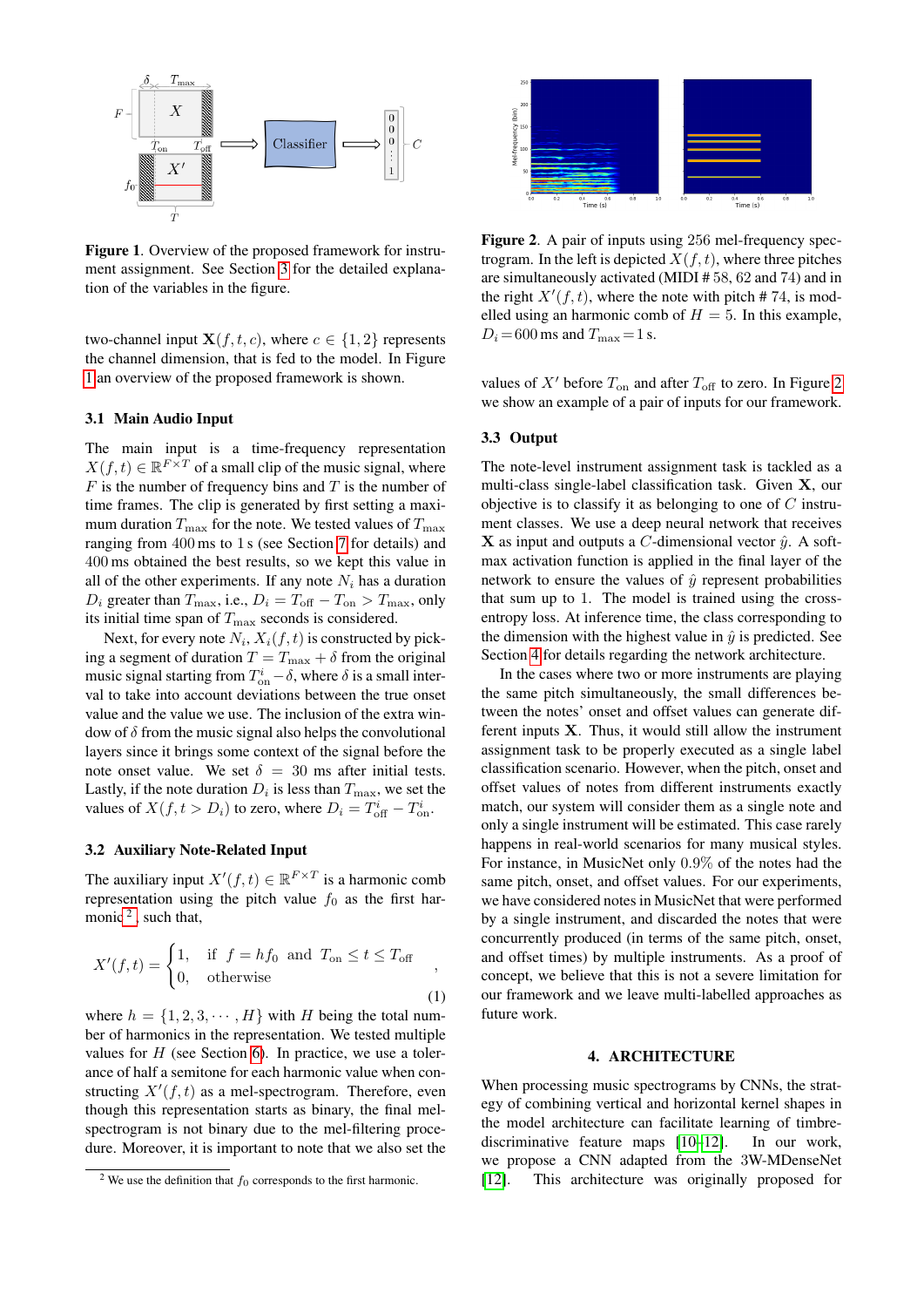**Figure 1**. Overview of the proposed framework for instrument assignment. See Section 3 for the detailed explanation of the variables in the figure.

two-channel input $\mathbf{X}(f, t, c)$, where $c \in \{1, 2\}$ represents the channel dimension, that is fed to the model. In Figure 1 an overview of the proposed framework is shown.

### 3.1 Main Audio Input

The main input is a time-frequency representation $X(f, t) \in \mathbb{R}^{F \times T}$ of a small clip of the music signal, where $F$ is the number of frequency bins and $T$ is the number of time frames. The clip is generated by first setting a maximum duration $T_{\max}$ for the note. We tested values of $T_{\max}$ ranging from 400 ms to 1 s (see Section 7 for details) and 400 ms obtained the best results, so we kept this value in all of the other experiments. If any note $N_i$ has a duration $D_i$ greater than $T_{\max}$, i.e., $D_i = T_{\text{off}} - T_{\text{on}} > T_{\max}$, only its initial time span of $T_{\max}$ seconds is considered.

Next, for every note $N_i$, $X_i(f, t)$ is constructed by picking a segment of duration $T = T_{\max} + \delta$ from the original music signal starting from $T^i_{\text{on}} - \delta$, where $\delta$ is a small interval to take into account deviations between the true onset value and the value we use. The inclusion of the extra window of $\delta$ from the music signal also helps the convolutional layers since it brings some context of the signal before the note onset value. We set $\delta = 30$ ms after initial tests. Lastly, if the note duration $D_i$ is less than $T_{\max}$, we set the values of $X(f, t > D_i)$ to zero, where $D_i = T^i_{\text{off}} - T^i_{\text{on}}$.

### 3.2 Auxiliary Note-Related Input

The auxiliary input $X'(f, t) \in \mathbb{R}^{F \times T}$ is a harmonic comb representation using the pitch value $f_0$ as the first harmonic[2], such that,

$$X'(f, t) = \begin{cases} 1, & \text{if } f = hf_0 \text{ and } T_{\text{on}} \leq t \leq T_{\text{off}} \\ 0, & \text{otherwise} \end{cases}, \tag{1}$$

where $h = \{1, 2, 3, \cdots, H\}$ with $H$ being the total number of harmonics in the representation. We tested multiple values for $H$ (see Section 6). In practice, we use a tolerance of half a semitone for each harmonic value when constructing $X'(f, t)$ as a mel-spectrogram. Therefore, even though this representation starts as binary, the final mel-spectrogram is not binary due to the mel-filtering procedure. Moreover, it is important to note that we also set the values of $X'$ before $T_{\text{on}}$ and after $T_{\text{off}}$ to zero. In Figure 2 we show an example of a pair of inputs for our framework.

[2] We use the definition that $f_0$ corresponds to the first harmonic.

**Figure 2**. A pair of inputs using 256 mel-frequency spectrogram. In the left is depicted $X(f, t)$, where three pitches are simultaneously activated (MIDI # 58, 62 and 74) and in the right $X'(f, t)$, where the note with pitch # 74, is modelled using an harmonic comb of $H = 5$. In this example, $D_i = 600$ ms and $T_{\max} = 1$ s.

### 3.3 Output

The note-level instrument assignment task is tackled as a multi-class single-label classification task. Given $\mathbf{X}$, our objective is to classify it as belonging to one of $C$ instrument classes. We use a deep neural network that receives $\mathbf{X}$ as input and outputs a $C$-dimensional vector $\hat{y}$. A softmax activation function is applied in the final layer of the network to ensure the values of $\hat{y}$ represent probabilities that sum up to 1. The model is trained using the cross-entropy loss. At inference time, the class corresponding to the dimension with the highest value in $\hat{y}$ is predicted. See Section 4 for details regarding the network architecture.

In the cases where two or more instruments are playing the same pitch simultaneously, the small differences between the notes' onset and offset values can generate different inputs $\mathbf{X}$. Thus, it would still allow the instrument assignment task to be properly executed as a single label classification scenario. However, when the pitch, onset and offset values of notes from different instruments exactly match, our system will consider them as a single note and only a single instrument will be estimated. This case rarely happens in real-world scenarios for many musical styles. For instance, in MusicNet only 0.9% of the notes had the same pitch, onset, and offset values. For our experiments, we have considered notes in MusicNet that were performed by a single instrument, and discarded the notes that were concurrently produced (in terms of the same pitch, onset, and offset times) by multiple instruments. As a proof of concept, we believe that this is not a severe limitation for our framework and we leave multi-labelled approaches as future work.

## 4. ARCHITECTURE

When processing music spectrograms by CNNs, the strategy of combining vertical and horizontal kernel shapes in the model architecture can facilitate learning of timbre-discriminative feature maps [10–12]. In our work, we propose a CNN adapted from the 3W-MDenseNet [12]. This architecture was originally proposed for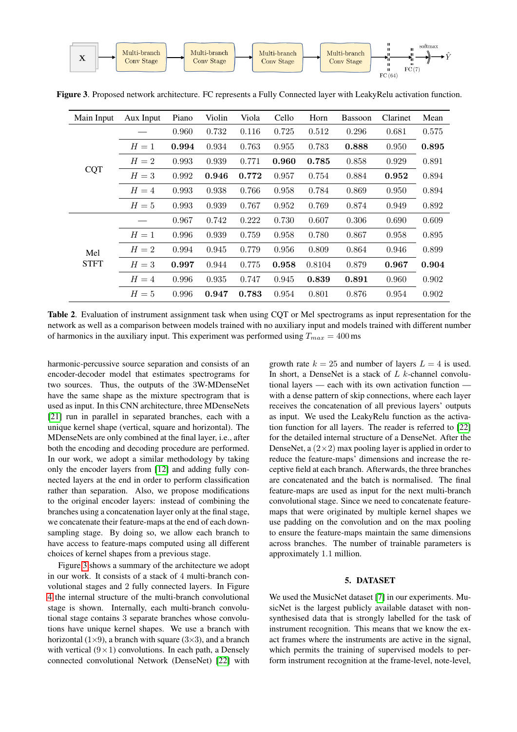**Figure 3**. Proposed network architecture. FC represents a Fully Connected layer with LeakyRelu activation function.

| Main Input | Aux Input | Piano | Violin | Viola | Cello | Horn | Bassoon | Clarinet | Mean |
|---|---|---|---|---|---|---|---|---|---|
| CQT | — | 0.960 | 0.732 | 0.116 | 0.725 | 0.512 | 0.296 | 0.681 | 0.575 |
| | $H = 1$ | **0.994** | 0.934 | 0.763 | 0.955 | 0.783 | **0.888** | 0.950 | **0.895** |
| | $H = 2$ | 0.993 | 0.939 | 0.771 | **0.960** | **0.785** | 0.858 | 0.929 | 0.891 |
| | $H = 3$ | 0.992 | **0.946** | **0.772** | 0.957 | 0.754 | 0.884 | **0.952** | 0.894 |
| | $H = 4$ | 0.993 | 0.938 | 0.766 | 0.958 | 0.784 | 0.869 | 0.950 | 0.894 |
| | $H = 5$ | 0.993 | 0.939 | 0.767 | 0.952 | 0.769 | 0.874 | 0.949 | 0.892 |
| Mel STFT | — | 0.967 | 0.742 | 0.222 | 0.730 | 0.607 | 0.306 | 0.690 | 0.609 |
| | $H = 1$ | 0.996 | 0.939 | 0.759 | 0.958 | 0.780 | 0.867 | 0.958 | 0.895 |
| | $H = 2$ | 0.994 | 0.945 | 0.779 | 0.956 | 0.809 | 0.864 | 0.946 | 0.899 |
| | $H = 3$ | **0.997** | 0.944 | 0.775 | **0.958** | 0.8104 | 0.879 | **0.967** | **0.904** |
| | $H = 4$ | 0.996 | 0.935 | 0.747 | 0.945 | **0.839** | **0.891** | 0.960 | 0.902 |
| | $H = 5$ | 0.996 | **0.947** | **0.783** | 0.954 | 0.801 | 0.876 | 0.954 | 0.902 |

**Table 2**. Evaluation of instrument assignment task when using CQT or Mel spectrograms as input representation for the network as well as a comparison between models trained with no auxiliary input and models trained with different number of harmonics in the auxiliary input. This experiment was performed using $T_{max} = 400$ ms

harmonic-percussive source separation and consists of an encoder-decoder model that estimates spectrograms for two sources. Thus, the outputs of the 3W-MDenseNet have the same shape as the mixture spectrogram that is used as input. In this CNN architecture, three MDenseNets [21] run in parallel in separated branches, each with a unique kernel shape (vertical, square and horizontal). The MDenseNets are only combined at the final layer, i.e., after both the encoding and decoding procedure are performed. In our work, we adopt a similar methodology by taking only the encoder layers from [12] and adding fully connected layers at the end in order to perform classification rather than separation. Also, we propose modifications to the original encoder layers: instead of combining the branches using a concatenation layer only at the final stage, we concatenate their feature-maps at the end of each downsampling stage. By doing so, we allow each branch to have access to feature-maps computed using all different choices of kernel shapes from a previous stage.

Figure 3 shows a summary of the architecture we adopt in our work. It consists of a stack of 4 multi-branch convolutional stages and 2 fully connected layers. In Figure 4 the internal structure of the multi-branch convolutional stage is shown. Internally, each multi-branch convolutional stage contains 3 separate branches whose convolutions have unique kernel shapes. We use a branch with horizontal ($1{\times}9$), a branch with square ($3{\times}3$), and a branch with vertical ($9 \times 1$) convolutions. In each path, a Densely connected convolutional Network (DenseNet) [22] with growth rate $k = 25$ and number of layers $L = 4$ is used. In short, a DenseNet is a stack of $L$ $k$-channel convolutional layers — each with its own activation function — with a dense pattern of skip connections, where each layer receives the concatenation of all previous layers' outputs as input. We used the LeakyRelu function as the activation function for all layers. The reader is referred to [22] for the detailed internal structure of a DenseNet. After the DenseNet, a $(2{\times}2)$ max pooling layer is applied in order to reduce the feature-maps' dimensions and increase the receptive field at each branch. Afterwards, the three branches are concatenated and the batch is normalised. The final feature-maps are used as input for the next multi-branch convolutional stage. Since we need to concatenate feature-maps that were originated by multiple kernel shapes we use padding on the convolution and on the max pooling to ensure the feature-maps maintain the same dimensions across branches. The number of trainable parameters is approximately 1.1 million.

## 5. DATASET

We used the MusicNet dataset [7] in our experiments. MusicNet is the largest publicly available dataset with non-synthesised data that is strongly labelled for the task of instrument recognition. This means that we know the exact frames where the instruments are active in the signal, which permits the training of supervised models to perform instrument recognition at the frame-level, note-level,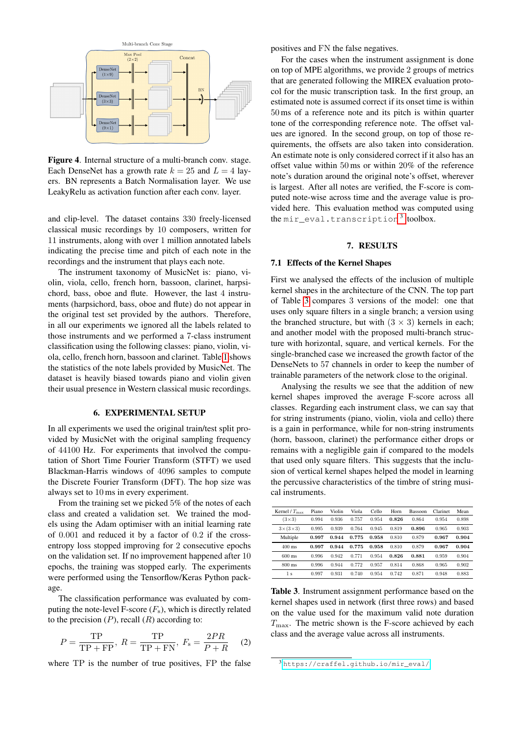**Figure 4**. Internal structure of a multi-branch conv. stage. Each DenseNet has a growth rate $k = 25$ and $L = 4$ layers. BN represents a Batch Normalisation layer. We use LeakyRelu as activation function after each conv. layer.

and clip-level. The dataset contains 330 freely-licensed classical music recordings by 10 composers, written for 11 instruments, along with over 1 million annotated labels indicating the precise time and pitch of each note in the recordings and the instrument that plays each note.

The instrument taxonomy of MusicNet is: piano, violin, viola, cello, french horn, bassoon, clarinet, harpsichord, bass, oboe and flute. However, the last 4 instruments (harpsichord, bass, oboe and flute) do not appear in the original test set provided by the authors. Therefore, in all our experiments we ignored all the labels related to those instruments and we performed a 7-class instrument classification using the following classes: piano, violin, viola, cello, french horn, bassoon and clarinet. Table 1 shows the statistics of the note labels provided by MusicNet. The dataset is heavily biased towards piano and violin given their usual presence in Western classical music recordings.

## 6. EXPERIMENTAL SETUP

In all experiments we used the original train/test split provided by MusicNet with the original sampling frequency of 44100 Hz. For experiments that involved the computation of Short Time Fourier Transform (STFT) we used Blackman-Harris windows of 4096 samples to compute the Discrete Fourier Transform (DFT). The hop size was always set to 10 ms in every experiment.

From the training set we picked 5% of the notes of each class and created a validation set. We trained the models using the Adam optimiser with an initial learning rate of 0.001 and reduced it by a factor of 0.2 if the cross-entropy loss stopped improving for 2 consecutive epochs on the validation set. If no improvement happened after 10 epochs, the training was stopped early. The experiments were performed using the Tensorflow/Keras Python package.

The classification performance was evaluated by computing the note-level F-score ($F_s$), which is directly related to the precision ($P$), recall ($R$) according to:

$$P = \frac{\mathrm{TP}}{\mathrm{TP} + \mathrm{FP}},\ R = \frac{\mathrm{TP}}{\mathrm{TP} + \mathrm{FN}},\ F_s = \frac{2PR}{P + R} \quad (2)$$

where TP is the number of true positives, FP the false positives and FN the false negatives.

For the cases when the instrument assignment is done on top of MPE algorithms, we provide 2 groups of metrics that are generated following the MIREX evaluation protocol for the music transcription task. In the first group, an estimated note is assumed correct if its onset time is within 50 ms of a reference note and its pitch is within quarter tone of the corresponding reference note. The offset values are ignored. In the second group, on top of those requirements, the offsets are also taken into consideration. An estimate note is only considered correct if it also has an offset value within 50 ms or within 20% of the reference note's duration around the original note's offset, wherever is largest. After all notes are verified, the F-score is computed note-wise across time and the average value is provided here. This evaluation method was computed using the `mir_eval.transcription`[3] toolbox.

## 7. RESULTS

### 7.1 Effects of the Kernel Shapes

First we analysed the effects of the inclusion of multiple kernel shapes in the architecture of the CNN. The top part of Table 3 compares 3 versions of the model: one that uses only square filters in a single branch; a version using the branched structure, but with $(3 \times 3)$ kernels in each; and another model with the proposed multi-branch structure with horizontal, square, and vertical kernels. For the single-branched case we increased the growth factor of the DenseNets to 57 channels in order to keep the number of trainable parameters of the network close to the original.

Analysing the results we see that the addition of new kernel shapes improved the average F-score across all classes. Regarding each instrument class, we can say that for string instruments (piano, violin, viola and cello) there is a gain in performance, while for non-string instruments (horn, bassoon, clarinet) the performance either drops or remains with a negligible gain if compared to the models that used only square filters. This suggests that the inclusion of vertical kernel shapes helped the model in learning the percussive characteristics of the timbre of string musical instruments.

| Kernel / $T_{\max}$ | Piano | Violin | Viola | Cello | Horn | Bassoon | Clarinet | Mean |
|---|---|---|---|---|---|---|---|---|
| (3×3) | 0.994 | 0.936 | 0.757 | 0.954 | **0.826** | 0.864 | 0.954 | 0.898 |
| 3×(3×3) | 0.995 | 0.939 | 0.764 | 0.945 | 0.819 | **0.896** | 0.965 | 0.903 |
| Multiple | **0.997** | **0.944** | **0.775** | **0.958** | 0.810 | 0.879 | **0.967** | **0.904** |
| 400 ms | **0.997** | **0.944** | **0.775** | **0.958** | 0.810 | 0.879 | **0.967** | **0.904** |
| 600 ms | 0.996 | 0.942 | 0.771 | 0.954 | **0.826** | **0.881** | 0.959 | 0.904 |
| 800 ms | 0.996 | 0.944 | 0.772 | 0.957 | 0.814 | 0.868 | 0.965 | 0.902 |
| 1 s | 0.997 | 0.931 | 0.740 | 0.954 | 0.742 | 0.871 | 0.948 | 0.883 |

**Table 3**. Instrument assignment performance based on the kernel shapes used in network (first three rows) and based on the value used for the maximum valid note duration $T_{\max}$. The metric shown is the F-score achieved by each class and the average value across all instruments.

[3] https://craffel.github.io/mir_eval/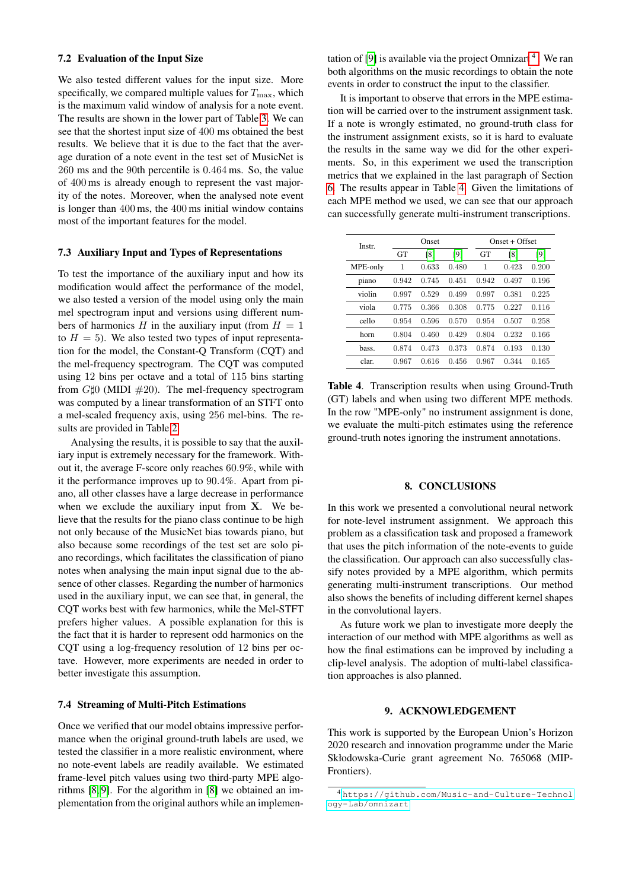### 7.2 Evaluation of the Input Size

We also tested different values for the input size. More specifically, we compared multiple values for $T_{\max}$, which is the maximum valid window of analysis for a note event. The results are shown in the lower part of Table 3. We can see that the shortest input size of 400 ms obtained the best results. We believe that it is due to the fact that the average duration of a note event in the test set of MusicNet is 260 ms and the 90th percentile is 0.464 ms. So, the value of 400 ms is already enough to represent the vast majority of the notes. Moreover, when the analysed note event is longer than 400 ms, the 400 ms initial window contains most of the important features for the model.

### 7.3 Auxiliary Input and Types of Representations

To test the importance of the auxiliary input and how its modification would affect the performance of the model, we also tested a version of the model using only the main mel spectrogram input and versions using different numbers of harmonics $H$ in the auxiliary input (from $H = 1$ to $H = 5$). We also tested two types of input representation for the model, the Constant-Q Transform (CQT) and the mel-frequency spectrogram. The CQT was computed using 12 bins per octave and a total of 115 bins starting from G♯0 (MIDI #20). The mel-frequency spectrogram was computed by a linear transformation of an STFT onto a mel-scaled frequency axis, using 256 mel-bins. The results are provided in Table 2.

Analysing the results, it is possible to say that the auxiliary input is extremely necessary for the framework. Without it, the average F-score only reaches 60.9%, while with it the performance improves up to 90.4%. Apart from piano, all other classes have a large decrease in performance when we exclude the auxiliary input from $\mathbf{X}$. We believe that the results for the piano class continue to be high not only because of the MusicNet bias towards piano, but also because some recordings of the test set are solo piano recordings, which facilitates the classification of piano notes when analysing the main input signal due to the absence of other classes. Regarding the number of harmonics used in the auxiliary input, we can see that, in general, the CQT works best with few harmonics, while the Mel-STFT prefers higher values. A possible explanation for this is the fact that it is harder to represent odd harmonics on the CQT using a log-frequency resolution of 12 bins per octave. However, more experiments are needed in order to better investigate this assumption.

### 7.4 Streaming of Multi-Pitch Estimations

Once we verified that our model obtains impressive performance when the original ground-truth labels are used, we tested the classifier in a more realistic environment, where no note-event labels are readily available. We estimated frame-level pitch values using two third-party MPE algorithms [8, 9]. For the algorithm in [8] we obtained an implementation from the original authors while an implementation of [9] is available via the project Omnizart[4]. We ran both algorithms on the music recordings to obtain the note events in order to construct the input to the classifier.

It is important to observe that errors in the MPE estimation will be carried over to the instrument assignment task. If a note is wrongly estimated, no ground-truth class for the instrument assignment exists, so it is hard to evaluate the results in the same way we did for the other experiments. So, in this experiment we used the transcription metrics that we explained in the last paragraph of Section 6. The results appear in Table 4. Given the limitations of each MPE method we used, we can see that our approach can successfully generate multi-instrument transcriptions.

| Instr. | Onset | | | Onset + Offset | | |
|---|---|---|---|---|---|---|
| | GT | [8] | [9] | GT | [8] | [9] |
| MPE-only | 1 | 0.633 | 0.480 | 1 | 0.423 | 0.200 |
| piano | 0.942 | 0.745 | 0.451 | 0.942 | 0.497 | 0.196 |
| violin | 0.997 | 0.529 | 0.499 | 0.997 | 0.381 | 0.225 |
| viola | 0.775 | 0.366 | 0.308 | 0.775 | 0.227 | 0.116 |
| cello | 0.954 | 0.596 | 0.570 | 0.954 | 0.507 | 0.258 |
| horn | 0.804 | 0.460 | 0.429 | 0.804 | 0.232 | 0.166 |
| bass. | 0.874 | 0.473 | 0.373 | 0.874 | 0.193 | 0.130 |
| clar. | 0.967 | 0.616 | 0.456 | 0.967 | 0.344 | 0.165 |

**Table 4**. Transcription results when using Ground-Truth (GT) labels and when using two different MPE methods. In the row "MPE-only" no instrument assignment is done, we evaluate the multi-pitch estimates using the reference ground-truth notes ignoring the instrument annotations.

## 8. CONCLUSIONS

In this work we presented a convolutional neural network for note-level instrument assignment. We approach this problem as a classification task and proposed a framework that uses the pitch information of the note-events to guide the classification. Our approach can also successfully classify notes provided by a MPE algorithm, which permits generating multi-instrument transcriptions. Our method also shows the benefits of including different kernel shapes in the convolutional layers.

As future work we plan to investigate more deeply the interaction of our method with MPE algorithms as well as how the final estimations can be improved by including a clip-level analysis. The adoption of multi-label classification approaches is also planned.

## 9. ACKNOWLEDGEMENT

This work is supported by the European Union's Horizon 2020 research and innovation programme under the Marie Skłodowska-Curie grant agreement No. 765068 (MIP-Frontiers).

[4] https://github.com/Music-and-Culture-Technology-Lab/omnizart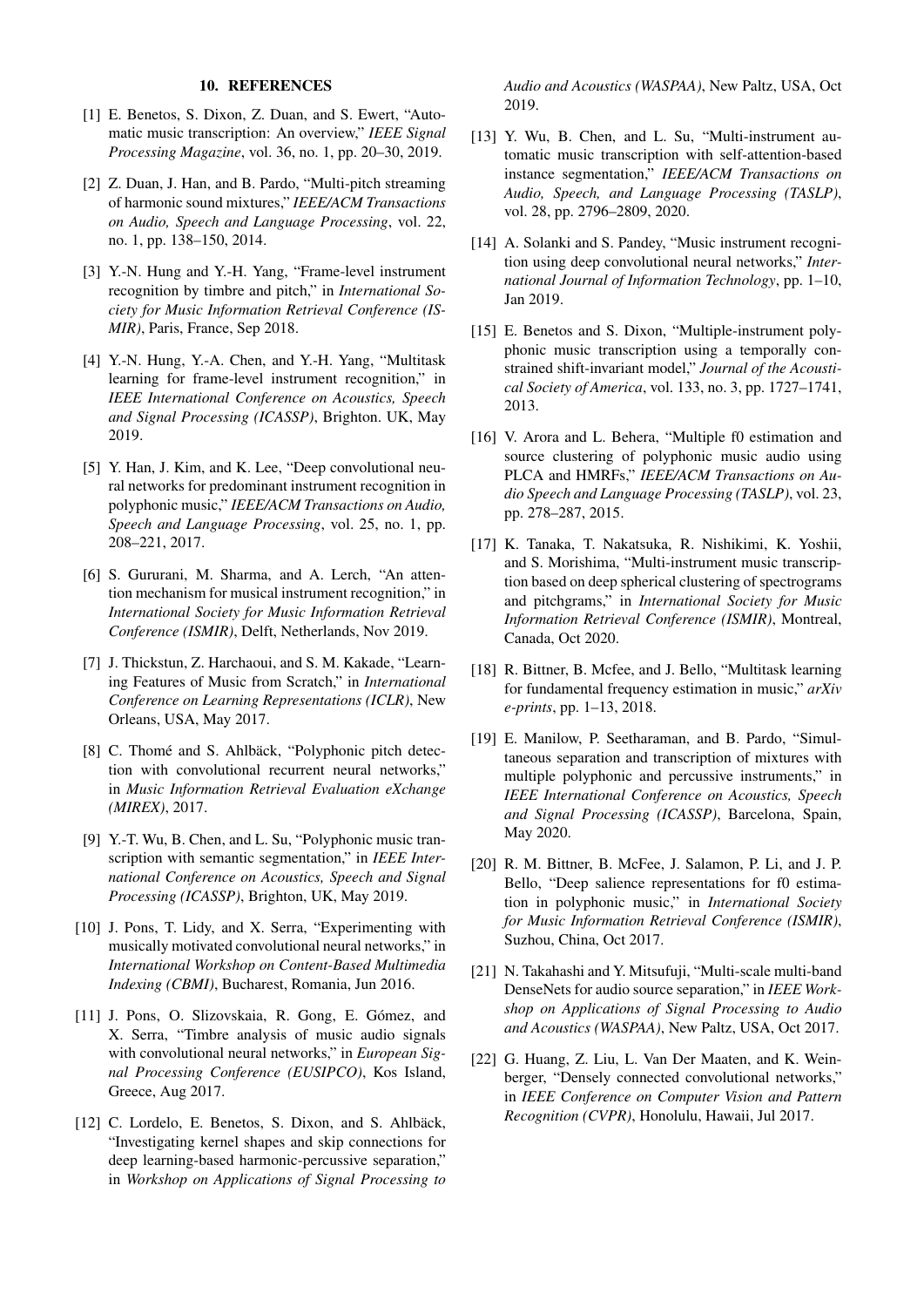## 10. REFERENCES

[1] E. Benetos, S. Dixon, Z. Duan, and S. Ewert, "Automatic music transcription: An overview," *IEEE Signal Processing Magazine*, vol. 36, no. 1, pp. 20–30, 2019.

[2] Z. Duan, J. Han, and B. Pardo, "Multi-pitch streaming of harmonic sound mixtures," *IEEE/ACM Transactions on Audio, Speech and Language Processing*, vol. 22, no. 1, pp. 138–150, 2014.

[3] Y.-N. Hung and Y.-H. Yang, "Frame-level instrument recognition by timbre and pitch," in *International Society for Music Information Retrieval Conference (ISMIR)*, Paris, France, Sep 2018.

[4] Y.-N. Hung, Y.-A. Chen, and Y.-H. Yang, "Multitask learning for frame-level instrument recognition," in *IEEE International Conference on Acoustics, Speech and Signal Processing (ICASSP)*, Brighton. UK, May 2019.

[5] Y. Han, J. Kim, and K. Lee, "Deep convolutional neural networks for predominant instrument recognition in polyphonic music," *IEEE/ACM Transactions on Audio, Speech and Language Processing*, vol. 25, no. 1, pp. 208–221, 2017.

[6] S. Gururani, M. Sharma, and A. Lerch, "An attention mechanism for musical instrument recognition," in *International Society for Music Information Retrieval Conference (ISMIR)*, Delft, Netherlands, Nov 2019.

[7] J. Thickstun, Z. Harchaoui, and S. M. Kakade, "Learning Features of Music from Scratch," in *International Conference on Learning Representations (ICLR)*, New Orleans, USA, May 2017.

[8] C. Thomé and S. Ahlbäck, "Polyphonic pitch detection with convolutional recurrent neural networks," in *Music Information Retrieval Evaluation eXchange (MIREX)*, 2017.

[9] Y.-T. Wu, B. Chen, and L. Su, "Polyphonic music transcription with semantic segmentation," in *IEEE International Conference on Acoustics, Speech and Signal Processing (ICASSP)*, Brighton, UK, May 2019.

[10] J. Pons, T. Lidy, and X. Serra, "Experimenting with musically motivated convolutional neural networks," in *International Workshop on Content-Based Multimedia Indexing (CBMI)*, Bucharest, Romania, Jun 2016.

[11] J. Pons, O. Slizovskaia, R. Gong, E. Gómez, and X. Serra, "Timbre analysis of music audio signals with convolutional neural networks," in *European Signal Processing Conference (EUSIPCO)*, Kos Island, Greece, Aug 2017.

[12] C. Lordelo, E. Benetos, S. Dixon, and S. Ahlbäck, "Investigating kernel shapes and skip connections for deep learning-based harmonic-percussive separation," in *Workshop on Applications of Signal Processing to Audio and Acoustics (WASPAA)*, New Paltz, USA, Oct 2019.

[13] Y. Wu, B. Chen, and L. Su, "Multi-instrument automatic music transcription with self-attention-based instance segmentation," *IEEE/ACM Transactions on Audio, Speech, and Language Processing (TASLP)*, vol. 28, pp. 2796–2809, 2020.

[14] A. Solanki and S. Pandey, "Music instrument recognition using deep convolutional neural networks," *International Journal of Information Technology*, pp. 1–10, Jan 2019.

[15] E. Benetos and S. Dixon, "Multiple-instrument polyphonic music transcription using a temporally constrained shift-invariant model," *Journal of the Acoustical Society of America*, vol. 133, no. 3, pp. 1727–1741, 2013.

[16] V. Arora and L. Behera, "Multiple f0 estimation and source clustering of polyphonic music audio using PLCA and HMRFs," *IEEE/ACM Transactions on Audio Speech and Language Processing (TASLP)*, vol. 23, pp. 278–287, 2015.

[17] K. Tanaka, T. Nakatsuka, R. Nishikimi, K. Yoshii, and S. Morishima, "Multi-instrument music transcription based on deep spherical clustering of spectrograms and pitchgrams," in *International Society for Music Information Retrieval Conference (ISMIR)*, Montreal, Canada, Oct 2020.

[18] R. Bittner, B. Mcfee, and J. Bello, "Multitask learning for fundamental frequency estimation in music," *arXiv e-prints*, pp. 1–13, 2018.

[19] E. Manilow, P. Seetharaman, and B. Pardo, "Simultaneous separation and transcription of mixtures with multiple polyphonic and percussive instruments," in *IEEE International Conference on Acoustics, Speech and Signal Processing (ICASSP)*, Barcelona, Spain, May 2020.

[20] R. M. Bittner, B. McFee, J. Salamon, P. Li, and J. P. Bello, "Deep salience representations for f0 estimation in polyphonic music," in *International Society for Music Information Retrieval Conference (ISMIR)*, Suzhou, China, Oct 2017.

[21] N. Takahashi and Y. Mitsufuji, "Multi-scale multi-band DenseNets for audio source separation," in *IEEE Workshop on Applications of Signal Processing to Audio and Acoustics (WASPAA)*, New Paltz, USA, Oct 2017.

[22] G. Huang, Z. Liu, L. Van Der Maaten, and K. Weinberger, "Densely connected convolutional networks," in *IEEE Conference on Computer Vision and Pattern Recognition (CVPR)*, Honolulu, Hawaii, Jul 2017.